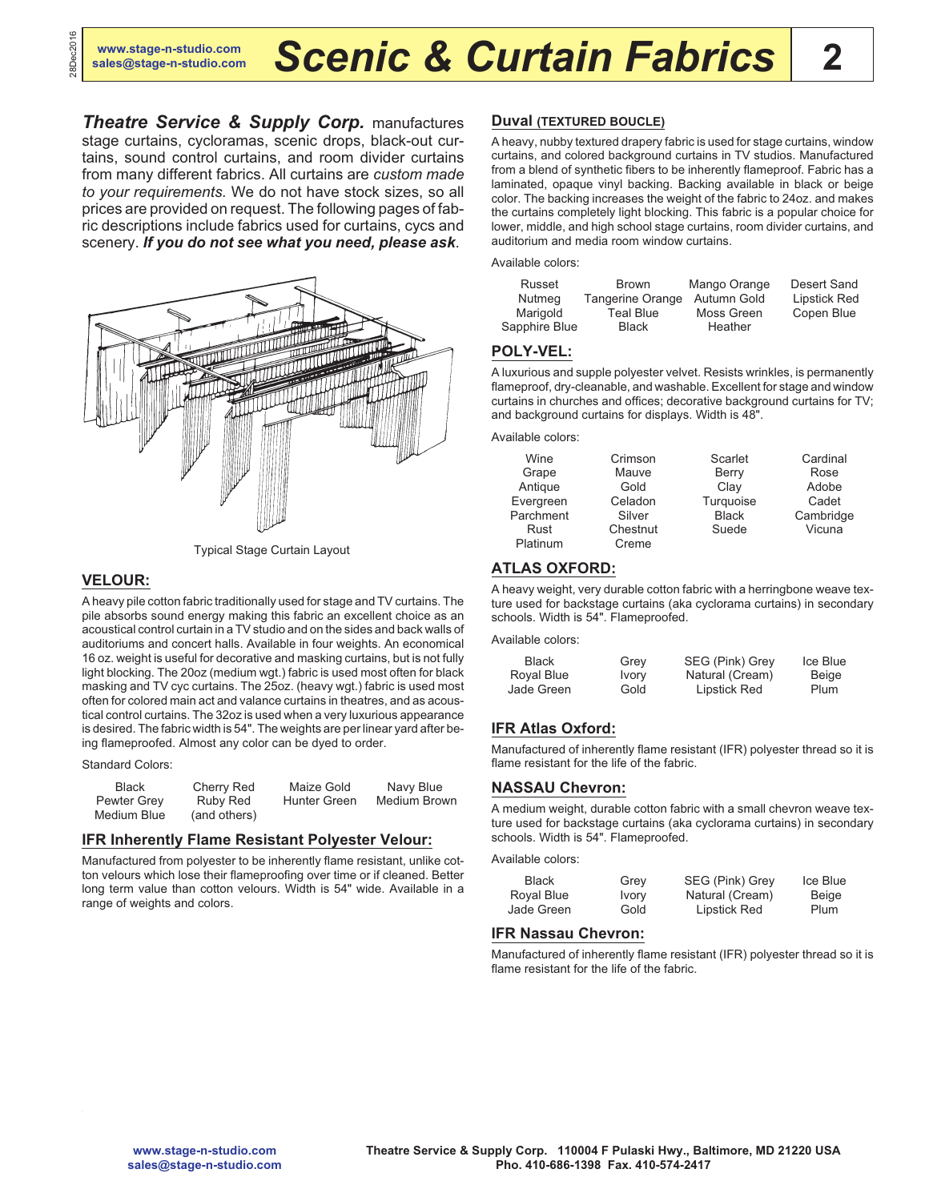# Scenic & Curtain Fabrics

www.stage-n-studio.com
sales@stage-n-studio.com

***Theatre Service & Supply Corp.*** manufactures stage curtains, cycloramas, scenic drops, black-out curtains, sound control curtains, and room divider curtains from many different fabrics. All curtains are *custom made to your requirements.* We do not have stock sizes, so all prices are provided on request. The following pages of fabric descriptions include fabrics used for curtains, cycs and scenery. ***If you do not see what you need, please ask***.

Typical Stage Curtain Layout

## VELOUR:

A heavy pile cotton fabric traditionally used for stage and TV curtains. The pile absorbs sound energy making this fabric an excellent choice as an acoustical control curtain in a TV studio and on the sides and back walls of auditoriums and concert halls. Available in four weights. An economical 16 oz. weight is useful for decorative and masking curtains, but is not fully light blocking. The 20oz (medium wgt.) fabric is used most often for black masking and TV cyc curtains. The 25oz. (heavy wgt.) fabric is used most often for colored main act and valance curtains in theatres, and as acoustical control curtains. The 32oz is used when a very luxurious appearance is desired. The fabric width is 54". The weights are per linear yard after being flameproofed. Almost any color can be dyed to order.

Standard Colors:

| | | | |
|---|---|---|---|
| Black | Cherry Red | Maize Gold | Navy Blue |
| Pewter Grey | Ruby Red | Hunter Green | Medium Brown |
| Medium Blue | (and others) | | |

## IFR Inherently Flame Resistant Polyester Velour:

Manufactured from polyester to be inherently flame resistant, unlike cotton velours which lose their flameproofing over time or if cleaned. Better long term value than cotton velours. Width is 54" wide. Available in a range of weights and colors.

## Duval (TEXTURED BOUCLE)

A heavy, nubby textured drapery fabric is used for stage curtains, window curtains, and colored background curtains in TV studios. Manufactured from a blend of synthetic fibers to be inherently flameproof. Fabric has a laminated, opaque vinyl backing. Backing available in black or beige color. The backing increases the weight of the fabric to 24oz. and makes the curtains completely light blocking. This fabric is a popular choice for lower, middle, and high school stage curtains, room divider curtains, and auditorium and media room window curtains.

Available colors:

| | | | |
|---|---|---|---|
| Russet | Brown | Mango Orange | Desert Sand |
| Nutmeg | Tangerine Orange | Autumn Gold | Lipstick Red |
| Marigold | Teal Blue | Moss Green | Copen Blue |
| Sapphire Blue | Black | Heather | |

## POLY-VEL:

A luxurious and supple polyester velvet. Resists wrinkles, is permanently flameproof, dry-cleanable, and washable. Excellent for stage and window curtains in churches and offices; decorative background curtains for TV; and background curtains for displays. Width is 48".

Available colors:

| | | | |
|---|---|---|---|
| Wine | Crimson | Scarlet | Cardinal |
| Grape | Mauve | Berry | Rose |
| Antique | Gold | Clay | Adobe |
| Evergreen | Celadon | Turquoise | Cadet |
| Parchment | Silver | Black | Cambridge |
| Rust | Chestnut | Suede | Vicuna |
| Platinum | Creme | | |

## ATLAS OXFORD:

A heavy weight, very durable cotton fabric with a herringbone weave texture used for backstage curtains (aka cyclorama curtains) in secondary schools. Width is 54". Flameproofed.

Available colors:

| | | | |
|---|---|---|---|
| Black | Grey | SEG (Pink) Grey | Ice Blue |
| Royal Blue | Ivory | Natural (Cream) | Beige |
| Jade Green | Gold | Lipstick Red | Plum |

## IFR Atlas Oxford:

Manufactured of inherently flame resistant (IFR) polyester thread so it is flame resistant for the life of the fabric.

## NASSAU Chevron:

A medium weight, durable cotton fabric with a small chevron weave texture used for backstage curtains (aka cyclorama curtains) in secondary schools. Width is 54". Flameproofed.

Available colors:

| | | | |
|---|---|---|---|
| Black | Grey | SEG (Pink) Grey | Ice Blue |
| Royal Blue | Ivory | Natural (Cream) | Beige |
| Jade Green | Gold | Lipstick Red | Plum |

## IFR Nassau Chevron:

Manufactured of inherently flame resistant (IFR) polyester thread so it is flame resistant for the life of the fabric.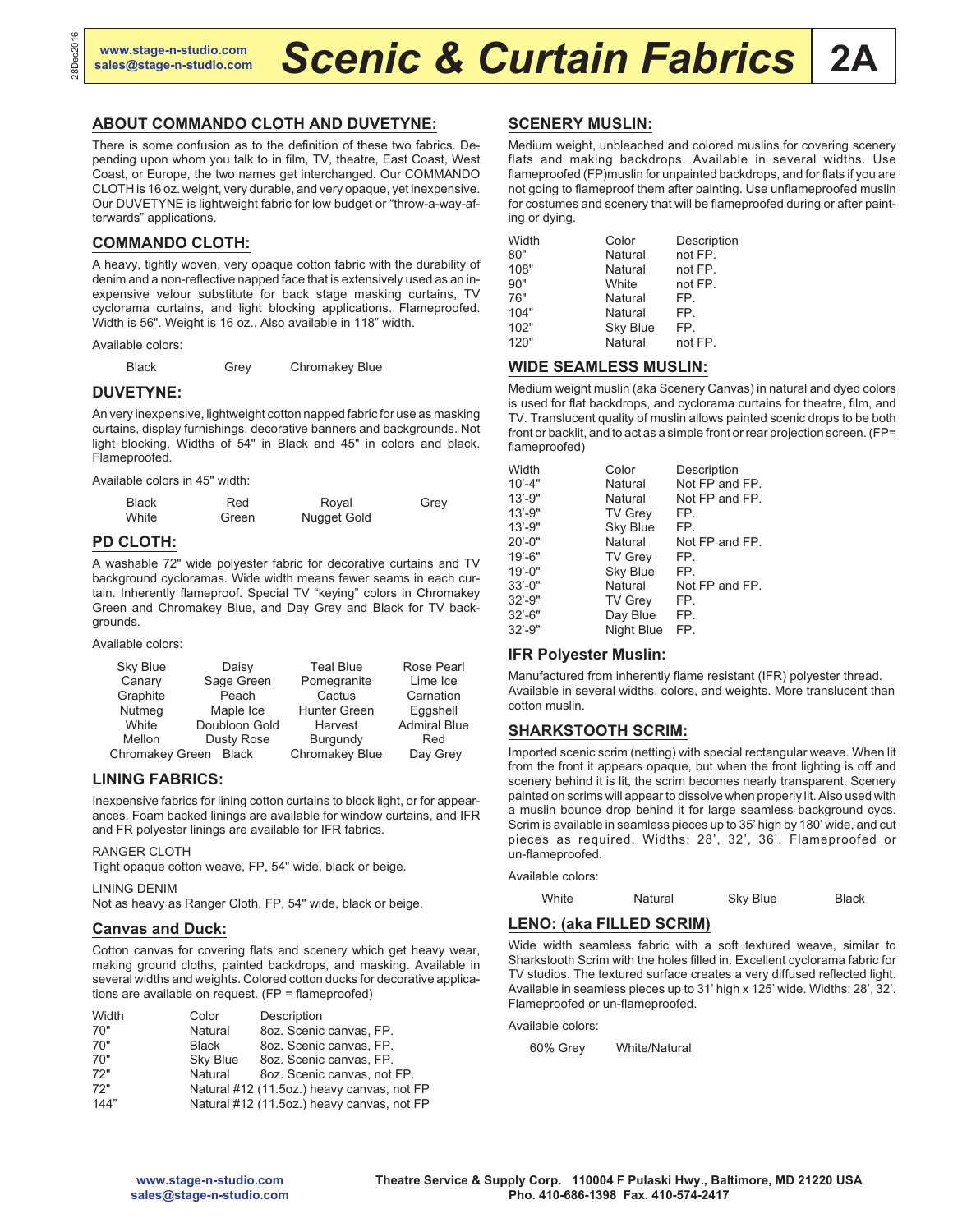# Scenic & Curtain Fabrics 2A

## ABOUT COMMANDO CLOTH AND DUVETYNE:

There is some confusion as to the definition of these two fabrics. Depending upon whom you talk to in film, TV, theatre, East Coast, West Coast, or Europe, the two names get interchanged. Our COMMANDO CLOTH is 16 oz. weight, very durable, and very opaque, yet inexpensive. Our DUVETYNE is lightweight fabric for low budget or "throw-a-way-afterwards" applications.

## COMMANDO CLOTH:

A heavy, tightly woven, very opaque cotton fabric with the durability of denim and a non-reflective napped face that is extensively used as an inexpensive velour substitute for back stage masking curtains, TV cyclorama curtains, and light blocking applications. Flameproofed. Width is 56". Weight is 16 oz.. Also available in 118" width.

Available colors:

| | | |
|---|---|---|
| Black | Grey | Chromakey Blue |

## DUVETYNE:

An very inexpensive, lightweight cotton napped fabric for use as masking curtains, display furnishings, decorative banners and backgrounds. Not light blocking. Widths of 54" in Black and 45" in colors and black. Flameproofed.

Available colors in 45" width:

| | | | |
|---|---|---|---|
| Black | Red | Royal | Grey |
| White | Green | Nugget Gold | |

## PD CLOTH:

A washable 72" wide polyester fabric for decorative curtains and TV background cycloramas. Wide width means fewer seams in each curtain. Inherently flameproof. Special TV "keying" colors in Chromakey Green and Chromakey Blue, and Day Grey and Black for TV backgrounds.

Available colors:

| | | | |
|---|---|---|---|
| Sky Blue | Daisy | Teal Blue | Rose Pearl |
| Canary | Sage Green | Pomegranite | Lime Ice |
| Graphite | Peach | Cactus | Carnation |
| Nutmeg | Maple Ice | Hunter Green | Eggshell |
| White | Doubloon Gold | Harvest | Admiral Blue |
| Mellon | Dusty Rose | Burgundy | Red |
| Chromakey Green | Black | Chromakey Blue | Day Grey |

## LINING FABRICS:

Inexpensive fabrics for lining cotton curtains to block light, or for appearances. Foam backed linings are available for window curtains, and IFR and FR polyester linings are available for IFR fabrics.

RANGER CLOTH
Tight opaque cotton weave, FP, 54" wide, black or beige.

LINING DENIM
Not as heavy as Ranger Cloth, FP, 54" wide, black or beige.

## Canvas and Duck:

Cotton canvas for covering flats and scenery which get heavy wear, making ground cloths, painted backdrops, and masking. Available in several widths and weights. Colored cotton ducks for decorative applications are available on request. (FP = flameproofed)

| Width | Color | Description |
|---|---|---|
| 70" | Natural | 8oz. Scenic canvas, FP. |
| 70" | Black | 8oz. Scenic canvas, FP. |
| 70" | Sky Blue | 8oz. Scenic canvas, FP. |
| 72" | Natural | 8oz. Scenic canvas, not FP. |
| 72" | Natural #12 (11.5oz.) heavy canvas, not FP | |
| 144" | Natural #12 (11.5oz.) heavy canvas, not FP | |

## SCENERY MUSLIN:

Medium weight, unbleached and colored muslins for covering scenery flats and making backdrops. Available in several widths. Use flameproofed (FP)muslin for unpainted backdrops, and for flats if you are not going to flameproof them after painting. Use unflameproofed muslin for costumes and scenery that will be flameproofed during or after painting or dying.

| Width | Color | Description |
|---|---|---|
| 80" | Natural | not FP. |
| 108" | Natural | not FP. |
| 90" | White | not FP. |
| 76" | Natural | FP. |
| 104" | Natural | FP. |
| 102" | Sky Blue | FP. |
| 120" | Natural | not FP. |

## WIDE SEAMLESS MUSLIN:

Medium weight muslin (aka Scenery Canvas) in natural and dyed colors is used for flat backdrops, and cyclorama curtains for theatre, film, and TV. Translucent quality of muslin allows painted scenic drops to be both front or backlit, and to act as a simple front or rear projection screen. (FP= flameproofed)

| Width | Color | Description |
|---|---|---|
| 10'-4" | Natural | Not FP and FP. |
| 13'-9" | Natural | Not FP and FP. |
| 13'-9" | TV Grey | FP. |
| 13'-9" | Sky Blue | FP. |
| 20'-0" | Natural | Not FP and FP. |
| 19'-6" | TV Grey | FP. |
| 19'-0" | Sky Blue | FP. |
| 33'-0" | Natural | Not FP and FP. |
| 32'-9" | TV Grey | FP. |
| 32'-6" | Day Blue | FP. |
| 32'-9" | Night Blue | FP. |

## IFR Polyester Muslin:

Manufactured from inherently flame resistant (IFR) polyester thread. Available in several widths, colors, and weights. More translucent than cotton muslin.

## SHARKSTOOTH SCRIM:

Imported scenic scrim (netting) with special rectangular weave. When lit from the front it appears opaque, but when the front lighting is off and scenery behind it is lit, the scrim becomes nearly transparent. Scenery painted on scrims will appear to dissolve when properly lit. Also used with a muslin bounce drop behind it for large seamless background cycs. Scrim is available in seamless pieces up to 35' high by 180' wide, and cut pieces as required. Widths: 28', 32', 36'. Flameproofed or un-flameproofed.

Available colors:

| | | | |
|---|---|---|---|
| White | Natural | Sky Blue | Black |

## LENO: (aka FILLED SCRIM)

Wide width seamless fabric with a soft textured weave, similar to Sharkstooth Scrim with the holes filled in. Excellent cyclorama fabric for TV studios. The textured surface creates a very diffused reflected light. Available in seamless pieces up to 31' high x 125' wide. Widths: 28', 32'. Flameproofed or un-flameproofed.

Available colors:

| | |
|---|---|
| 60% Grey | White/Natural |

www.stage-n-studio.com
sales@stage-n-studio.com

Theatre Service & Supply Corp. 110004 F Pulaski Hwy., Baltimore, MD 21220 USA
Pho. 410-686-1398 Fax. 410-574-2417